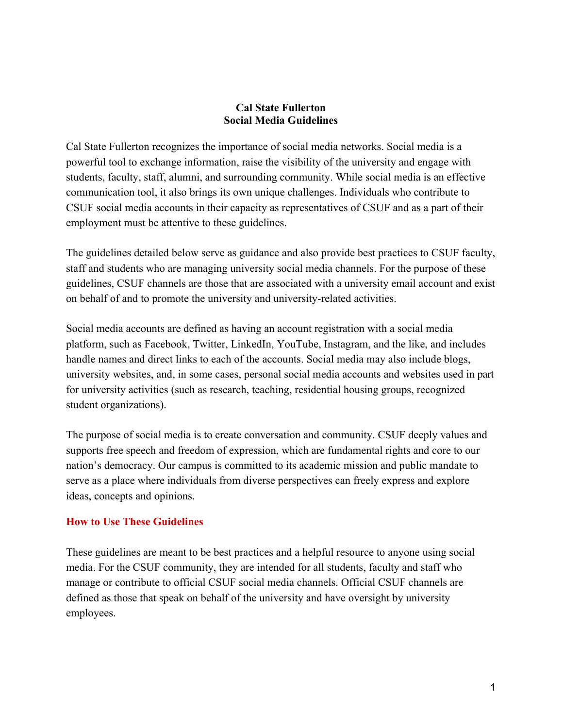# Cal State Fullerton
# Social Media Guidelines

Cal State Fullerton recognizes the importance of social media networks. Social media is a powerful tool to exchange information, raise the visibility of the university and engage with students, faculty, staff, alumni, and surrounding community. While social media is an effective communication tool, it also brings its own unique challenges. Individuals who contribute to CSUF social media accounts in their capacity as representatives of CSUF and as a part of their employment must be attentive to these guidelines.

The guidelines detailed below serve as guidance and also provide best practices to CSUF faculty, staff and students who are managing university social media channels. For the purpose of these guidelines, CSUF channels are those that are associated with a university email account and exist on behalf of and to promote the university and university-related activities.

Social media accounts are defined as having an account registration with a social media platform, such as Facebook, Twitter, LinkedIn, YouTube, Instagram, and the like, and includes handle names and direct links to each of the accounts. Social media may also include blogs, university websites, and, in some cases, personal social media accounts and websites used in part for university activities (such as research, teaching, residential housing groups, recognized student organizations).

The purpose of social media is to create conversation and community. CSUF deeply values and supports free speech and freedom of expression, which are fundamental rights and core to our nation's democracy. Our campus is committed to its academic mission and public mandate to serve as a place where individuals from diverse perspectives can freely express and explore ideas, concepts and opinions.

## How to Use These Guidelines

These guidelines are meant to be best practices and a helpful resource to anyone using social media. For the CSUF community, they are intended for all students, faculty and staff who manage or contribute to official CSUF social media channels. Official CSUF channels are defined as those that speak on behalf of the university and have oversight by university employees.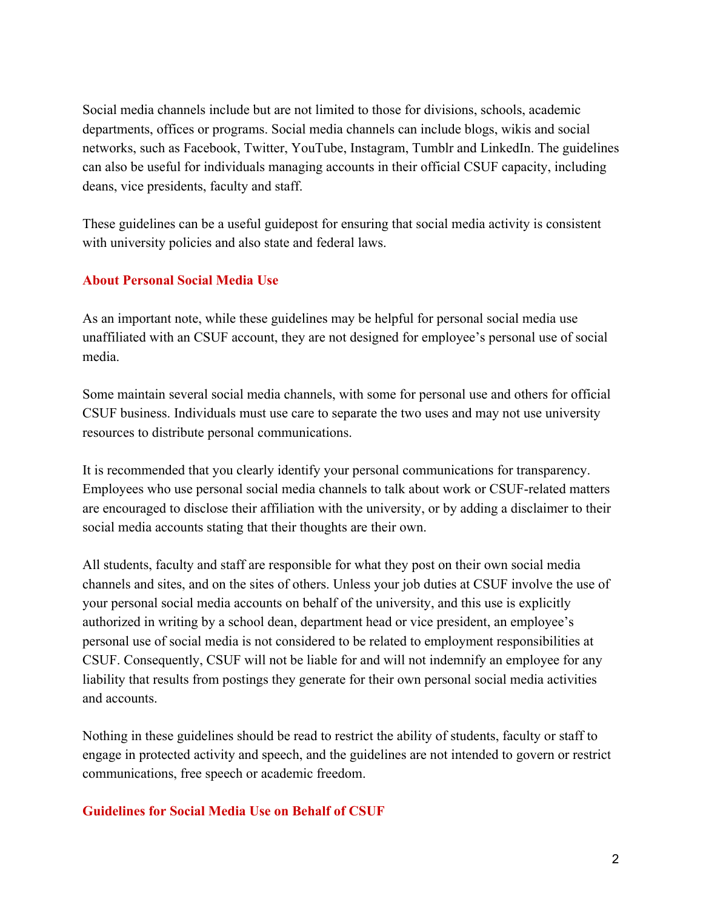Social media channels include but are not limited to those for divisions, schools, academic departments, offices or programs. Social media channels can include blogs, wikis and social networks, such as Facebook, Twitter, YouTube, Instagram, Tumblr and LinkedIn. The guidelines can also be useful for individuals managing accounts in their official CSUF capacity, including deans, vice presidents, faculty and staff.

These guidelines can be a useful guidepost for ensuring that social media activity is consistent with university policies and also state and federal laws.

## About Personal Social Media Use

As an important note, while these guidelines may be helpful for personal social media use unaffiliated with an CSUF account, they are not designed for employee's personal use of social media.

Some maintain several social media channels, with some for personal use and others for official CSUF business. Individuals must use care to separate the two uses and may not use university resources to distribute personal communications.

It is recommended that you clearly identify your personal communications for transparency. Employees who use personal social media channels to talk about work or CSUF-related matters are encouraged to disclose their affiliation with the university, or by adding a disclaimer to their social media accounts stating that their thoughts are their own.

All students, faculty and staff are responsible for what they post on their own social media channels and sites, and on the sites of others. Unless your job duties at CSUF involve the use of your personal social media accounts on behalf of the university, and this use is explicitly authorized in writing by a school dean, department head or vice president, an employee's personal use of social media is not considered to be related to employment responsibilities at CSUF. Consequently, CSUF will not be liable for and will not indemnify an employee for any liability that results from postings they generate for their own personal social media activities and accounts.

Nothing in these guidelines should be read to restrict the ability of students, faculty or staff to engage in protected activity and speech, and the guidelines are not intended to govern or restrict communications, free speech or academic freedom.

## Guidelines for Social Media Use on Behalf of CSUF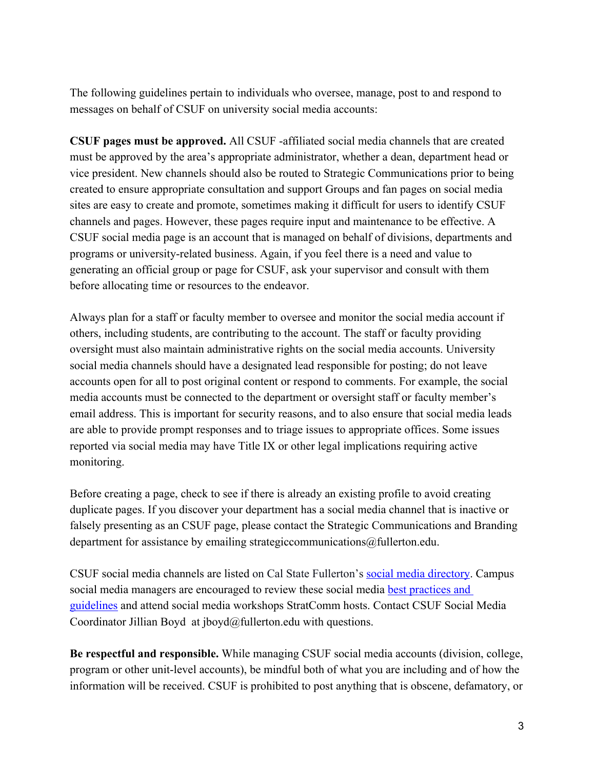The following guidelines pertain to individuals who oversee, manage, post to and respond to messages on behalf of CSUF on university social media accounts:

**CSUF pages must be approved.** All CSUF -affiliated social media channels that are created must be approved by the area's appropriate administrator, whether a dean, department head or vice president. New channels should also be routed to Strategic Communications prior to being created to ensure appropriate consultation and support Groups and fan pages on social media sites are easy to create and promote, sometimes making it difficult for users to identify CSUF channels and pages. However, these pages require input and maintenance to be effective. A CSUF social media page is an account that is managed on behalf of divisions, departments and programs or university-related business. Again, if you feel there is a need and value to generating an official group or page for CSUF, ask your supervisor and consult with them before allocating time or resources to the endeavor.

Always plan for a staff or faculty member to oversee and monitor the social media account if others, including students, are contributing to the account. The staff or faculty providing oversight must also maintain administrative rights on the social media accounts. University social media channels should have a designated lead responsible for posting; do not leave accounts open for all to post original content or respond to comments. For example, the social media accounts must be connected to the department or oversight staff or faculty member's email address. This is important for security reasons, and to also ensure that social media leads are able to provide prompt responses and to triage issues to appropriate offices. Some issues reported via social media may have Title IX or other legal implications requiring active monitoring.

Before creating a page, check to see if there is already an existing profile to avoid creating duplicate pages. If you discover your department has a social media channel that is inactive or falsely presenting as an CSUF page, please contact the Strategic Communications and Branding department for assistance by emailing strategiccommunications@fullerton.edu.

CSUF social media channels are listed on Cal State Fullerton's social media directory. Campus social media managers are encouraged to review these social media best practices and guidelines and attend social media workshops StratComm hosts. Contact CSUF Social Media Coordinator Jillian Boyd at jboyd@fullerton.edu with questions.

**Be respectful and responsible.** While managing CSUF social media accounts (division, college, program or other unit-level accounts), be mindful both of what you are including and of how the information will be received. CSUF is prohibited to post anything that is obscene, defamatory, or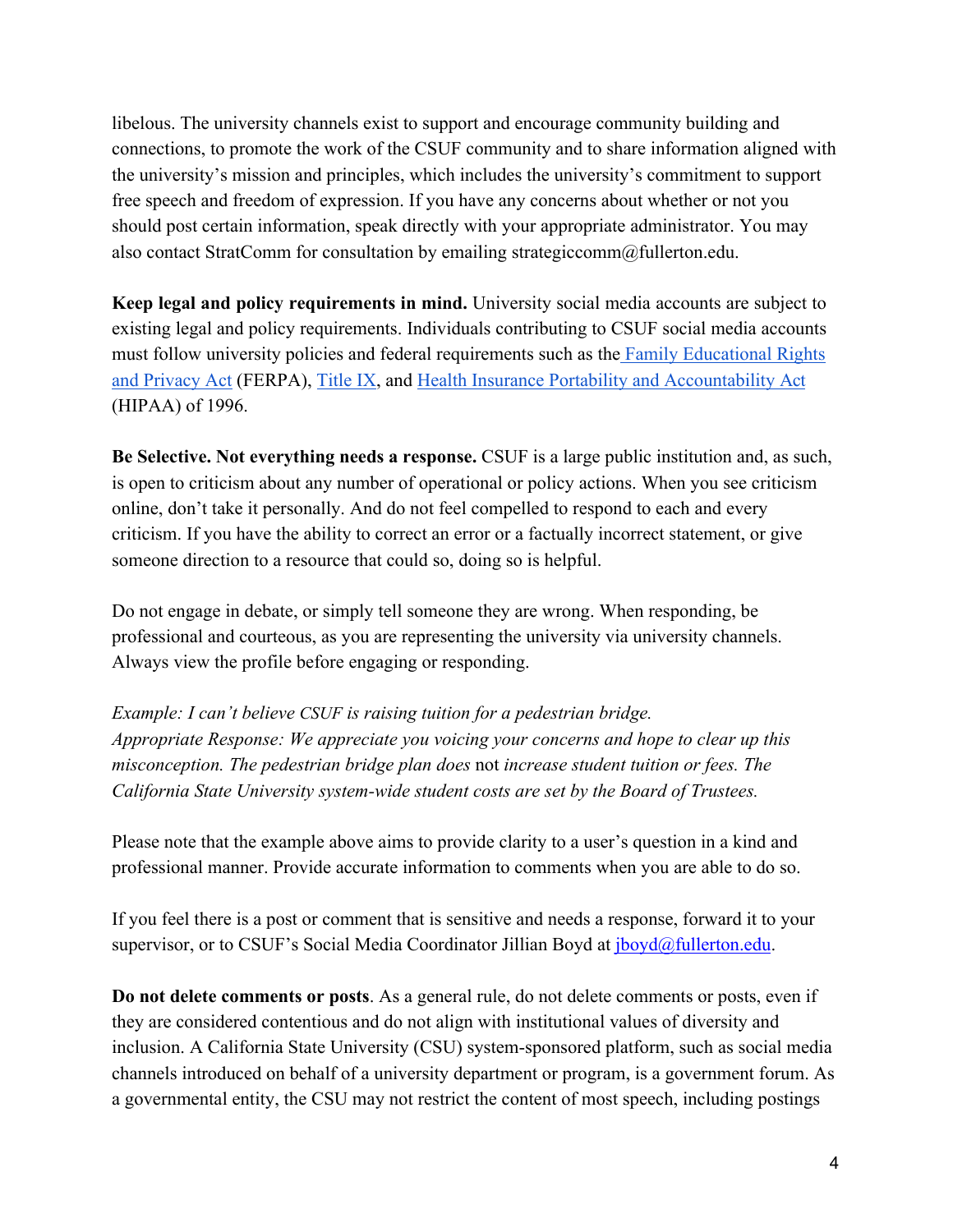libelous. The university channels exist to support and encourage community building and connections, to promote the work of the CSUF community and to share information aligned with the university's mission and principles, which includes the university's commitment to support free speech and freedom of expression. If you have any concerns about whether or not you should post certain information, speak directly with your appropriate administrator. You may also contact StratComm for consultation by emailing strategiccomm@fullerton.edu.

**Keep legal and policy requirements in mind.** University social media accounts are subject to existing legal and policy requirements. Individuals contributing to CSUF social media accounts must follow university policies and federal requirements such as the [Family Educational Rights and Privacy Act]() (FERPA), [Title IX](), and [Health Insurance Portability and Accountability Act]() (HIPAA) of 1996.

**Be Selective. Not everything needs a response.** CSUF is a large public institution and, as such, is open to criticism about any number of operational or policy actions. When you see criticism online, don't take it personally. And do not feel compelled to respond to each and every criticism. If you have the ability to correct an error or a factually incorrect statement, or give someone direction to a resource that could so, doing so is helpful.

Do not engage in debate, or simply tell someone they are wrong. When responding, be professional and courteous, as you are representing the university via university channels. Always view the profile before engaging or responding.

*Example: I can't believe CSUF is raising tuition for a pedestrian bridge.*
*Appropriate Response: We appreciate you voicing your concerns and hope to clear up this misconception. The pedestrian bridge plan does* not *increase student tuition or fees. The California State University system-wide student costs are set by the Board of Trustees.*

Please note that the example above aims to provide clarity to a user's question in a kind and professional manner. Provide accurate information to comments when you are able to do so.

If you feel there is a post or comment that is sensitive and needs a response, forward it to your supervisor, or to CSUF's Social Media Coordinator Jillian Boyd at [jboyd@fullerton.edu](mailto:jboyd@fullerton.edu).

**Do not delete comments or posts**. As a general rule, do not delete comments or posts, even if they are considered contentious and do not align with institutional values of diversity and inclusion. A California State University (CSU) system-sponsored platform, such as social media channels introduced on behalf of a university department or program, is a government forum. As a governmental entity, the CSU may not restrict the content of most speech, including postings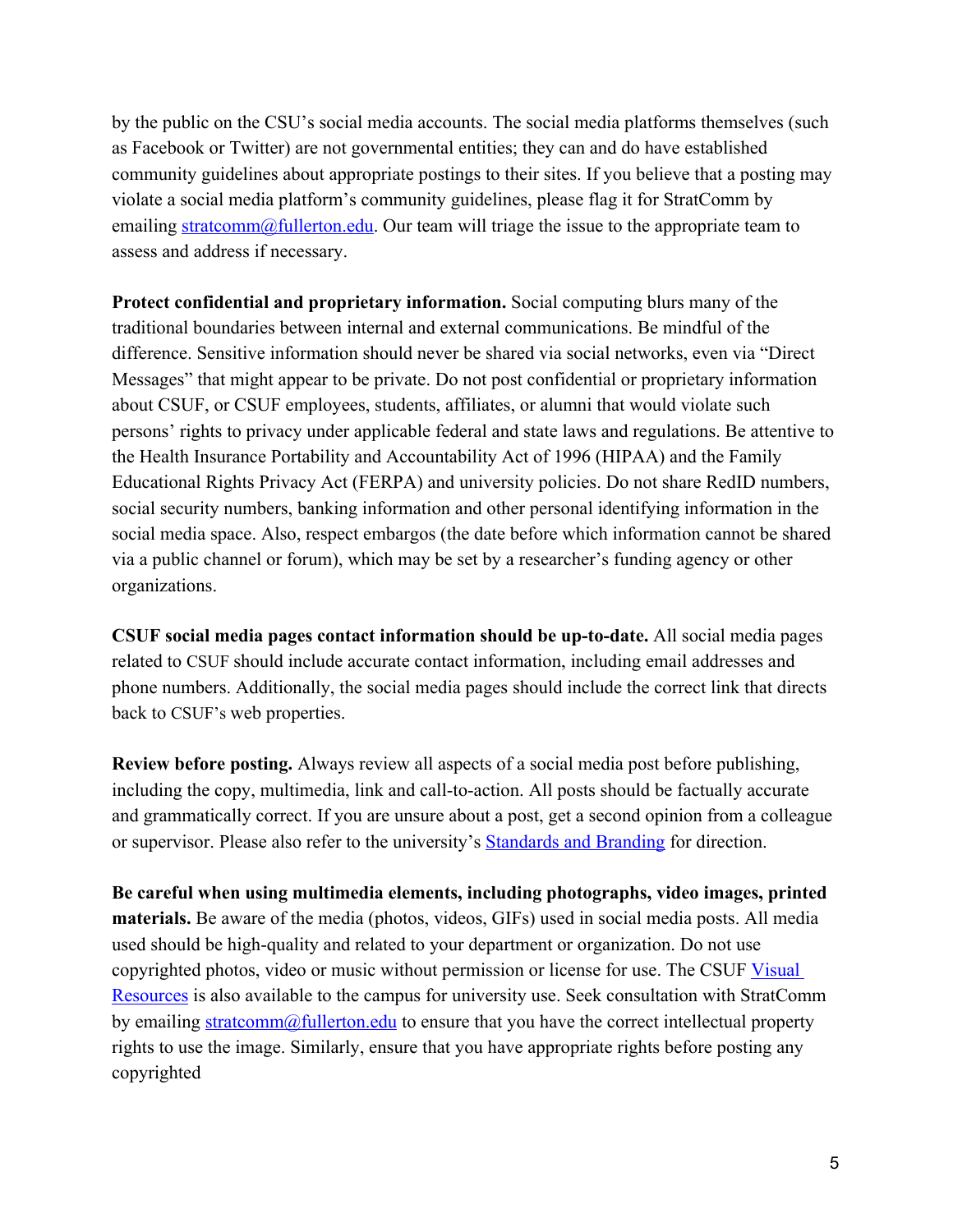by the public on the CSU's social media accounts. The social media platforms themselves (such as Facebook or Twitter) are not governmental entities; they can and do have established community guidelines about appropriate postings to their sites. If you believe that a posting may violate a social media platform's community guidelines, please flag it for StratComm by emailing [stratcomm@fullerton.edu](mailto:stratcomm@fullerton.edu). Our team will triage the issue to the appropriate team to assess and address if necessary.

**Protect confidential and proprietary information.** Social computing blurs many of the traditional boundaries between internal and external communications. Be mindful of the difference. Sensitive information should never be shared via social networks, even via "Direct Messages" that might appear to be private. Do not post confidential or proprietary information about CSUF, or CSUF employees, students, affiliates, or alumni that would violate such persons' rights to privacy under applicable federal and state laws and regulations. Be attentive to the Health Insurance Portability and Accountability Act of 1996 (HIPAA) and the Family Educational Rights Privacy Act (FERPA) and university policies. Do not share RedID numbers, social security numbers, banking information and other personal identifying information in the social media space. Also, respect embargos (the date before which information cannot be shared via a public channel or forum), which may be set by a researcher's funding agency or other organizations.

**CSUF social media pages contact information should be up-to-date.** All social media pages related to CSUF should include accurate contact information, including email addresses and phone numbers. Additionally, the social media pages should include the correct link that directs back to CSUF's web properties.

**Review before posting.** Always review all aspects of a social media post before publishing, including the copy, multimedia, link and call-to-action. All posts should be factually accurate and grammatically correct. If you are unsure about a post, get a second opinion from a colleague or supervisor. Please also refer to the university's Standards and Branding for direction.

**Be careful when using multimedia elements, including photographs, video images, printed materials.** Be aware of the media (photos, videos, GIFs) used in social media posts. All media used should be high-quality and related to your department or organization. Do not use copyrighted photos, video or music without permission or license for use. The CSUF Visual Resources is also available to the campus for university use. Seek consultation with StratComm by emailing [stratcomm@fullerton.edu](mailto:stratcomm@fullerton.edu) to ensure that you have the correct intellectual property rights to use the image. Similarly, ensure that you have appropriate rights before posting any copyrighted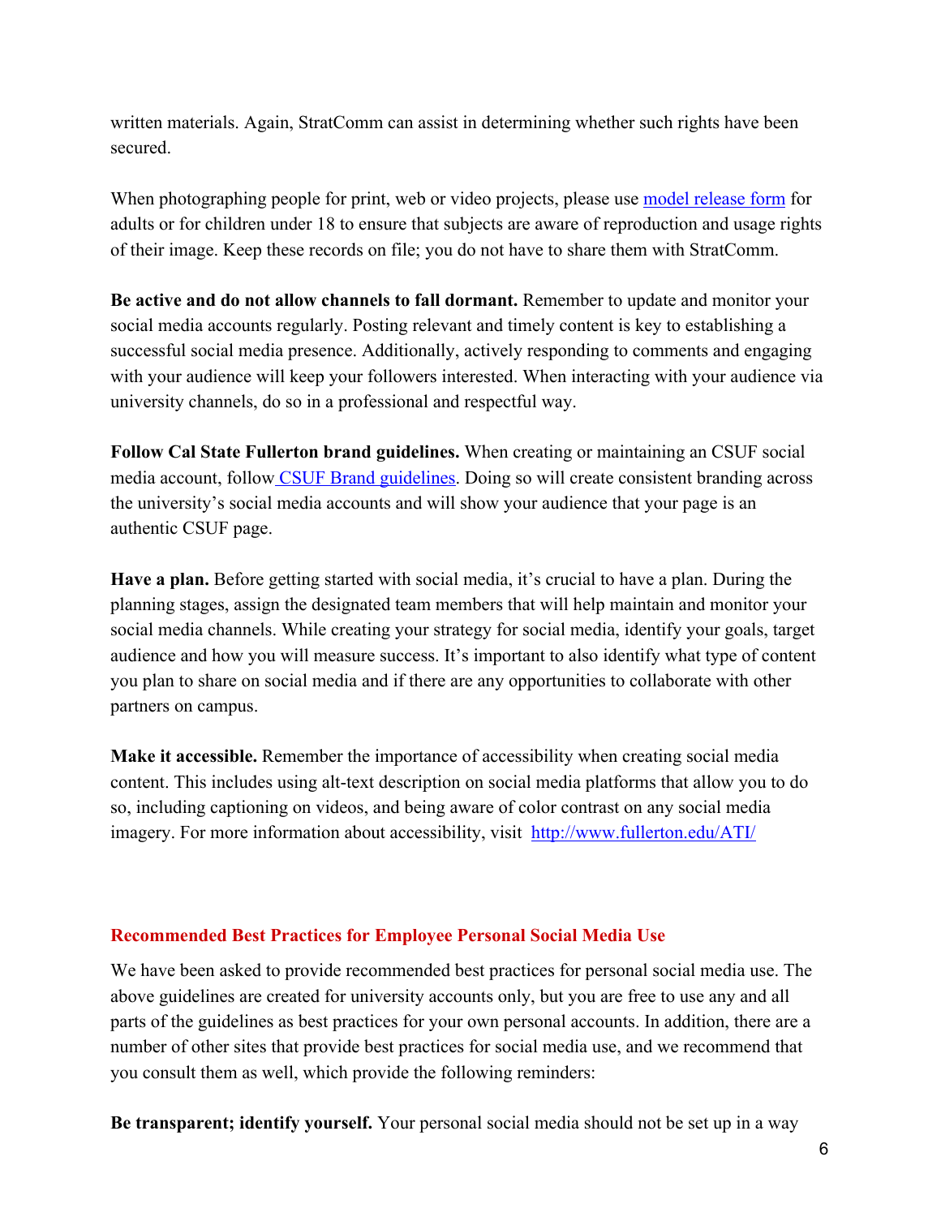written materials. Again, StratComm can assist in determining whether such rights have been secured.

When photographing people for print, web or video projects, please use model release form for adults or for children under 18 to ensure that subjects are aware of reproduction and usage rights of their image. Keep these records on file; you do not have to share them with StratComm.

**Be active and do not allow channels to fall dormant.** Remember to update and monitor your social media accounts regularly. Posting relevant and timely content is key to establishing a successful social media presence. Additionally, actively responding to comments and engaging with your audience will keep your followers interested. When interacting with your audience via university channels, do so in a professional and respectful way.

**Follow Cal State Fullerton brand guidelines.** When creating or maintaining an CSUF social media account, follow CSUF Brand guidelines. Doing so will create consistent branding across the university's social media accounts and will show your audience that your page is an authentic CSUF page.

**Have a plan.** Before getting started with social media, it's crucial to have a plan. During the planning stages, assign the designated team members that will help maintain and monitor your social media channels. While creating your strategy for social media, identify your goals, target audience and how you will measure success. It's important to also identify what type of content you plan to share on social media and if there are any opportunities to collaborate with other partners on campus.

**Make it accessible.** Remember the importance of accessibility when creating social media content. This includes using alt-text description on social media platforms that allow you to do so, including captioning on videos, and being aware of color contrast on any social media imagery. For more information about accessibility, visit http://www.fullerton.edu/ATI/

## Recommended Best Practices for Employee Personal Social Media Use

We have been asked to provide recommended best practices for personal social media use. The above guidelines are created for university accounts only, but you are free to use any and all parts of the guidelines as best practices for your own personal accounts. In addition, there are a number of other sites that provide best practices for social media use, and we recommend that you consult them as well, which provide the following reminders:

**Be transparent; identify yourself.** Your personal social media should not be set up in a way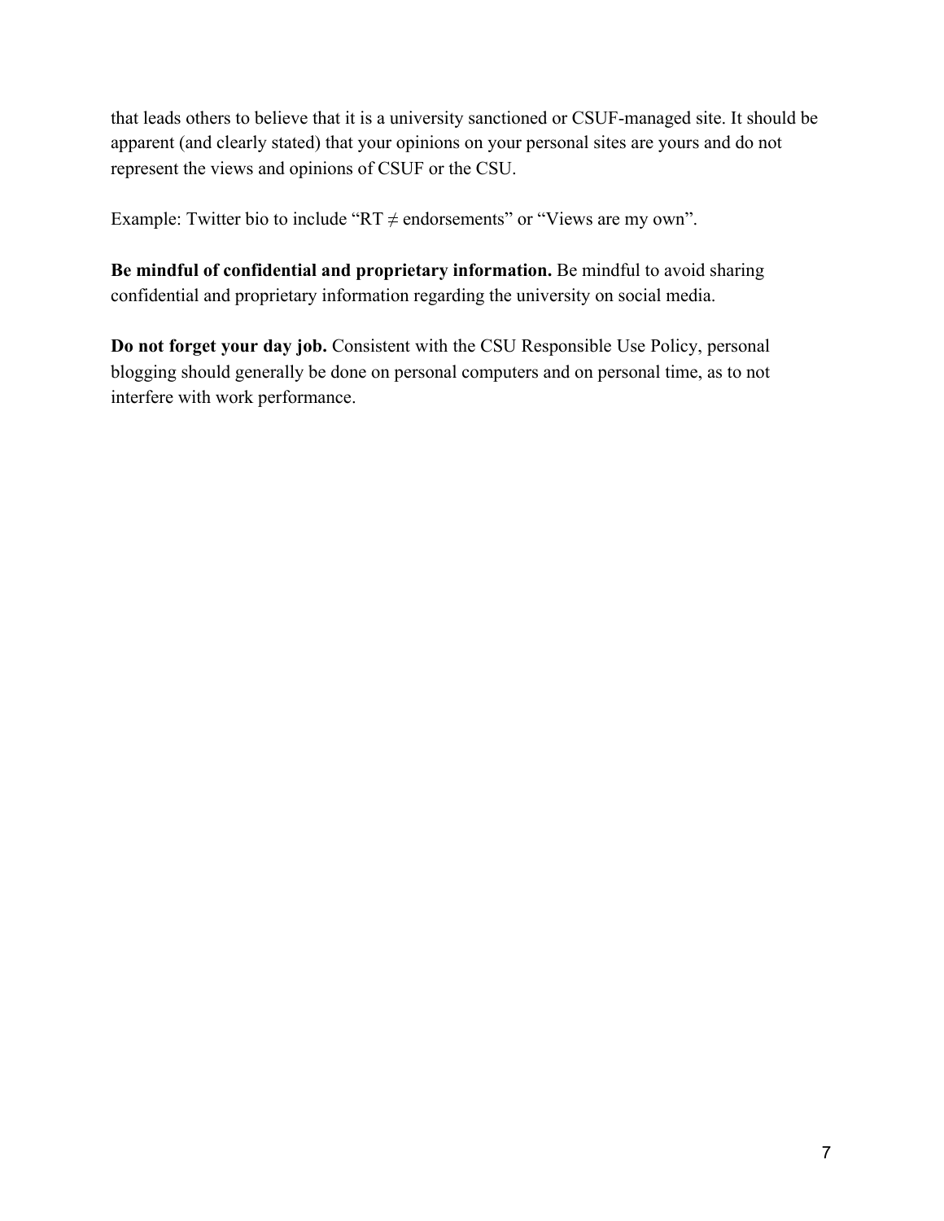that leads others to believe that it is a university sanctioned or CSUF-managed site. It should be apparent (and clearly stated) that your opinions on your personal sites are yours and do not represent the views and opinions of CSUF or the CSU.

Example: Twitter bio to include “RT ≠ endorsements” or “Views are my own”.

**Be mindful of confidential and proprietary information.** Be mindful to avoid sharing confidential and proprietary information regarding the university on social media.

**Do not forget your day job.** Consistent with the CSU Responsible Use Policy, personal blogging should generally be done on personal computers and on personal time, as to not interfere with work performance.